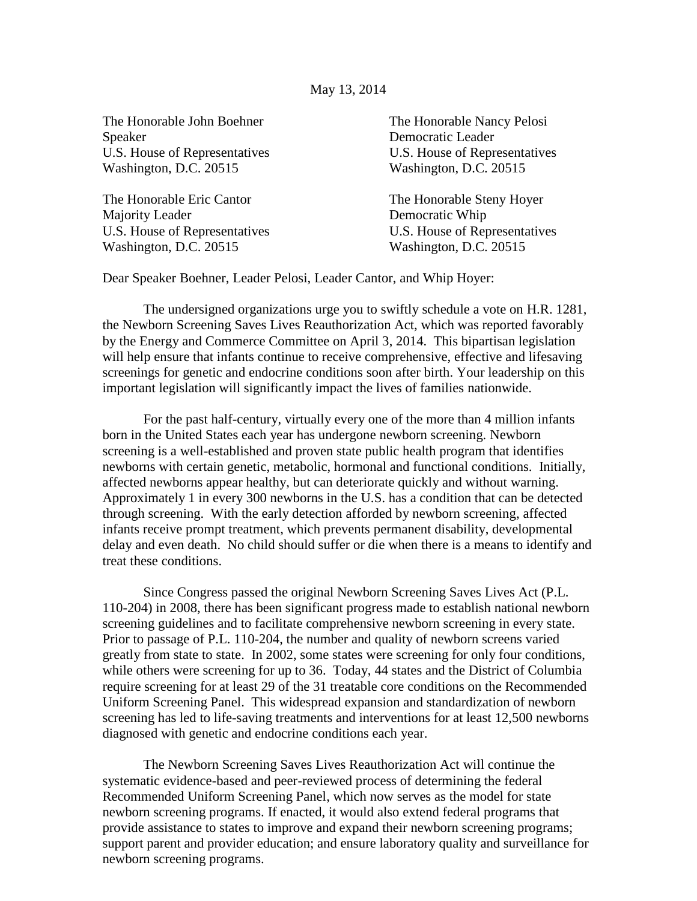May 13, 2014

The Honorable John Boehner
Speaker
U.S. House of Representatives
Washington, D.C. 20515

The Honorable Nancy Pelosi
Democratic Leader
U.S. House of Representatives
Washington, D.C. 20515

The Honorable Eric Cantor
Majority Leader
U.S. House of Representatives
Washington, D.C. 20515

The Honorable Steny Hoyer
Democratic Whip
U.S. House of Representatives
Washington, D.C. 20515

Dear Speaker Boehner, Leader Pelosi, Leader Cantor, and Whip Hoyer:

The undersigned organizations urge you to swiftly schedule a vote on H.R. 1281, the Newborn Screening Saves Lives Reauthorization Act, which was reported favorably by the Energy and Commerce Committee on April 3, 2014. This bipartisan legislation will help ensure that infants continue to receive comprehensive, effective and lifesaving screenings for genetic and endocrine conditions soon after birth. Your leadership on this important legislation will significantly impact the lives of families nationwide.

For the past half-century, virtually every one of the more than 4 million infants born in the United States each year has undergone newborn screening. Newborn screening is a well-established and proven state public health program that identifies newborns with certain genetic, metabolic, hormonal and functional conditions. Initially, affected newborns appear healthy, but can deteriorate quickly and without warning. Approximately 1 in every 300 newborns in the U.S. has a condition that can be detected through screening. With the early detection afforded by newborn screening, affected infants receive prompt treatment, which prevents permanent disability, developmental delay and even death. No child should suffer or die when there is a means to identify and treat these conditions.

Since Congress passed the original Newborn Screening Saves Lives Act (P.L. 110-204) in 2008, there has been significant progress made to establish national newborn screening guidelines and to facilitate comprehensive newborn screening in every state. Prior to passage of P.L. 110-204, the number and quality of newborn screens varied greatly from state to state. In 2002, some states were screening for only four conditions, while others were screening for up to 36. Today, 44 states and the District of Columbia require screening for at least 29 of the 31 treatable core conditions on the Recommended Uniform Screening Panel. This widespread expansion and standardization of newborn screening has led to life-saving treatments and interventions for at least 12,500 newborns diagnosed with genetic and endocrine conditions each year.

The Newborn Screening Saves Lives Reauthorization Act will continue the systematic evidence-based and peer-reviewed process of determining the federal Recommended Uniform Screening Panel, which now serves as the model for state newborn screening programs. If enacted, it would also extend federal programs that provide assistance to states to improve and expand their newborn screening programs; support parent and provider education; and ensure laboratory quality and surveillance for newborn screening programs.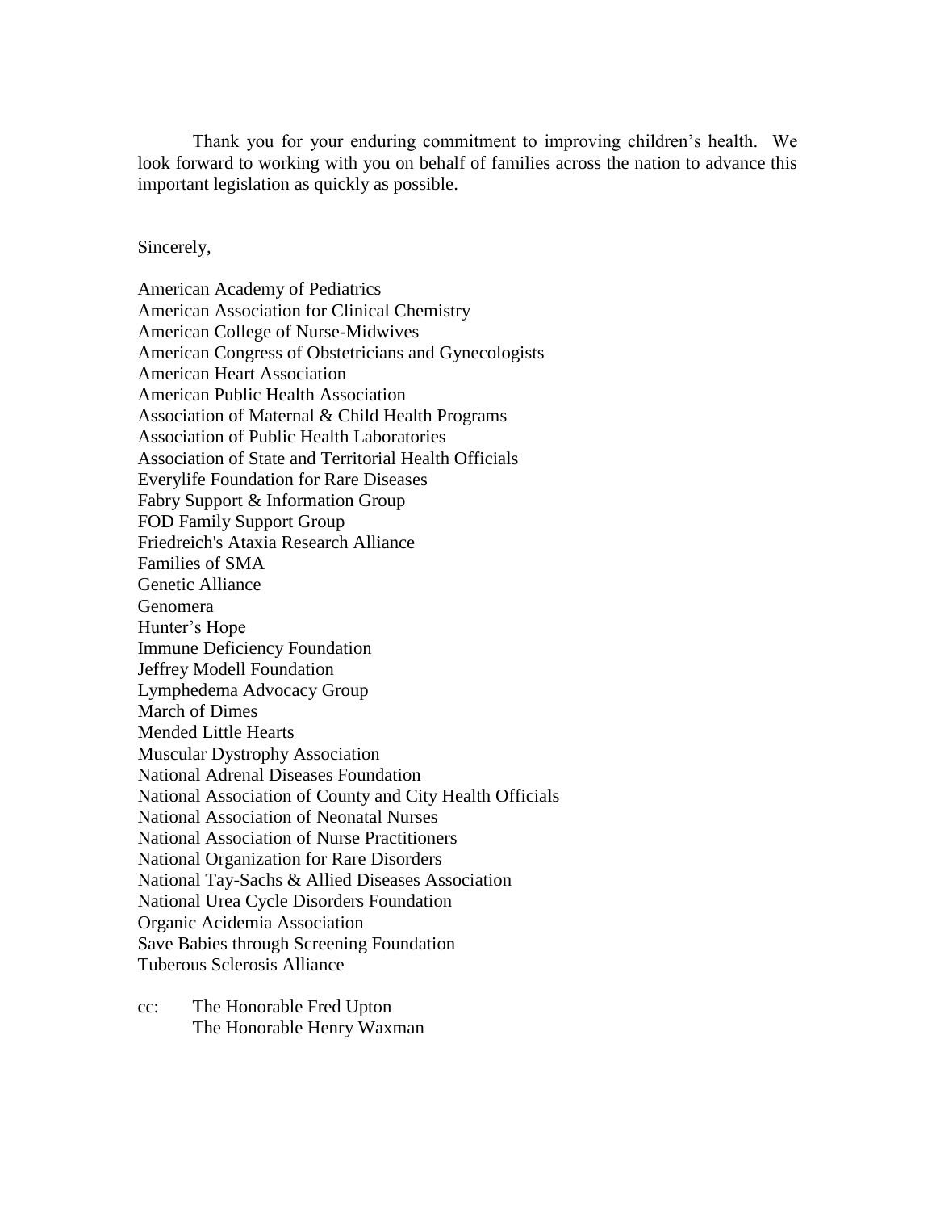Thank you for your enduring commitment to improving children's health. We look forward to working with you on behalf of families across the nation to advance this important legislation as quickly as possible.

Sincerely,

American Academy of Pediatrics  
American Association for Clinical Chemistry  
American College of Nurse-Midwives  
American Congress of Obstetricians and Gynecologists  
American Heart Association  
American Public Health Association  
Association of Maternal & Child Health Programs  
Association of Public Health Laboratories  
Association of State and Territorial Health Officials  
Everylife Foundation for Rare Diseases  
Fabry Support & Information Group  
FOD Family Support Group  
Friedreich's Ataxia Research Alliance  
Families of SMA  
Genetic Alliance  
Genomera  
Hunter's Hope  
Immune Deficiency Foundation  
Jeffrey Modell Foundation  
Lymphedema Advocacy Group  
March of Dimes  
Mended Little Hearts  
Muscular Dystrophy Association  
National Adrenal Diseases Foundation  
National Association of County and City Health Officials  
National Association of Neonatal Nurses  
National Association of Nurse Practitioners  
National Organization for Rare Disorders  
National Tay-Sachs & Allied Diseases Association  
National Urea Cycle Disorders Foundation  
Organic Acidemia Association  
Save Babies through Screening Foundation  
Tuberous Sclerosis Alliance

cc: The Honorable Fred Upton  
The Honorable Henry Waxman